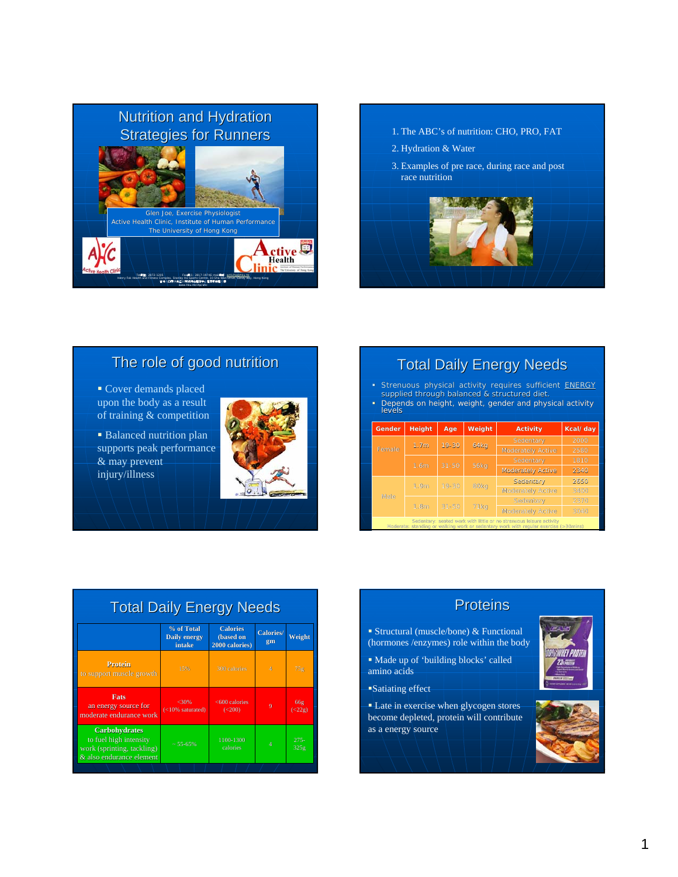# Nutrition and Hydration Strategies for Runners

Glen Joe, Exercise Physiologist
Active Health Clinic, Institute of Human Performance
The University of Hong Kong

1. The ABC's of nutrition: CHO, PRO, FAT
2. Hydration & Water
3. Examples of pre race, during race and post race nutrition

## The role of good nutrition

- Cover demands placed upon the body as a result of training & competition
- Balanced nutrition plan supports peak performance & may prevent injury/illness

## Total Daily Energy Needs

- Strenuous physical activity requires sufficient ENERGY supplied through balanced & structured diet.
- Depends on height, weight, gender and physical activity levels

| Gender | Height | Age | Weight | Activity | Kcal/ day |
|---|---|---|---|---|---|
| Female | 1.7m | 19-30 | 64kg | Sedentary | 2080 |
| | | | | Moderately Active | 2580 |
| | 1.6m | 31-50 | 56kg | Sedentary | 1810 |
| | | | | Moderately Active | 2340 |
| Male | 1.9m | 19-30 | 80kg | Sedentary | 2650 |
| | | | | Moderately Active | 3400 |
| | 1.8m | 31-50 | 71kg | Sedentary | 2370 |
| | | | | Moderately Active | 3040 |

Sedentary: seated work with little or no strenuous leisure activity
Moderate: standing or walking work or sedentary work with regular exercise (>30mins)

## Total Daily Energy Needs

| | % of Total Daily energy intake | Calories (based on 2000 calories) | Calories/ gm | Weight |
|---|---|---|---|---|
| **Protein** to support muscle growth | 15% | 300 calories | 4 | 75g |
| **Fats** an energy source for moderate endurance work | <30% (<10% saturated) | <600 calories (<200) | 9 | 66g (<22g) |
| **Carbohydrates** to fuel high intensity work (sprinting, tackling) & also endurance element | ~ 55-65% | 1100-1300 calories | 4 | 275-325g |

## Proteins

- Structural (muscle/bone) & Functional (hormones /enzymes) role within the body
- Made up of 'building blocks' called amino acids
- Satiating effect
- Late in exercise when glycogen stores become depleted, protein will contribute as a energy source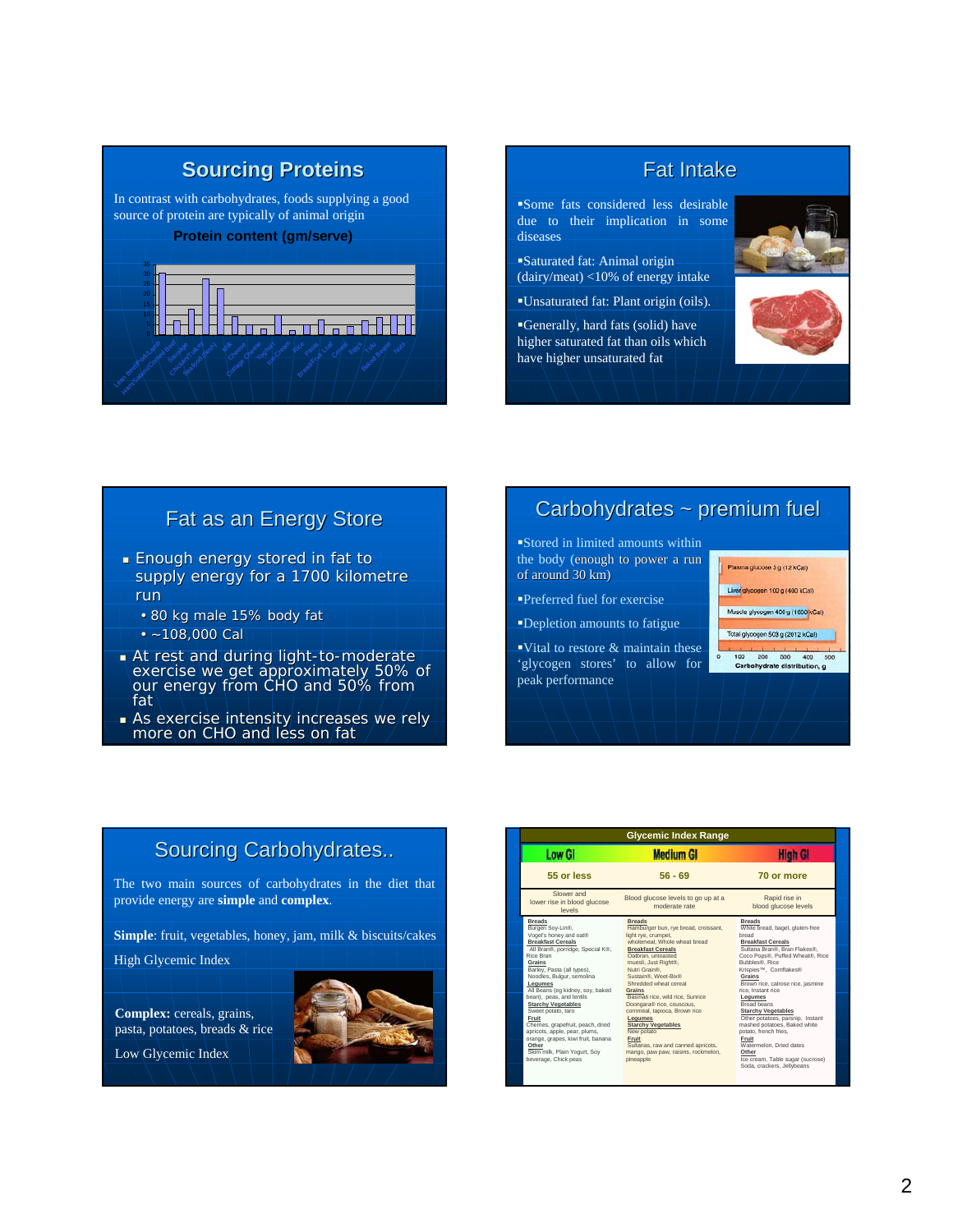## Sourcing Proteins

In contrast with carbohydrates, foods supplying a good source of protein are typically of animal origin

**Protein content (gm/serve)**

## Fat Intake

- Some fats considered less desirable due to their implication in some diseases
- Saturated fat: Animal origin (dairy/meat) <10% of energy intake
- Unsaturated fat: Plant origin (oils).
- Generally, hard fats (solid) have higher saturated fat than oils which have higher unsaturated fat

## Fat as an Energy Store

- Enough energy stored in fat to supply energy for a 1700 kilometre run
  - 80 kg male 15% body fat
  - ~108,000 Cal
- At rest and during light-to-moderate exercise we get approximately 50% of our energy from CHO and 50% from fat
- As exercise intensity increases we rely more on CHO and less on fat

## Carbohydrates ~ premium fuel

- Stored in limited amounts within the body (enough to power a run of around 30 km)
- Preferred fuel for exercise
- Depletion amounts to fatigue
- Vital to restore & maintain these 'glycogen stores' to allow for peak performance

## Sourcing Carbohydrates..

The two main sources of carbohydrates in the diet that provide energy are **simple** and **complex**.

**Simple**: fruit, vegetables, honey, jam, milk & biscuits/cakes

High Glycemic Index

**Complex:** cereals, grains, pasta, potatoes, breads & rice

Low Glycemic Index

## Glycemic Index Range

| Low GI | Medium GI | High GI |
|---|---|---|
| 55 or less | 56 - 69 | 70 or more |
| Slower and lower rise in blood glucose levels | Blood glucose levels to go up at a moderate rate | Rapid rise in blood glucose levels |
| **Breads** Burgen Soy-Lin®, Vogel's honey and oat® **Breakfast Cereals** All Bran®, porridge, Special K®, Rice Bran **Grains** Barley, Pasta (all types), Noodles, Bulgur, semolina **Legumes** All Beans (eg kidney, soy, baked bean), peas, and lentils **Starchy Vegetables** Sweet potato, taro **Fruit** Cherries, grapefruit, peach, dried apricots, apple, pear, plums, orange, grapes, kiwi fruit, banana **Other** Skim milk, Plain Yogurt, Soy beverage, Chick peas | **Breads** Hamburger bun, rye bread, croissant, light rye, crumpet, wholemeal, Whole wheat bread **Breakfast Cereals** Oatbran, untoasted muesli, Just Right®, Nutri Grain®, Sustain®, Weet-Bix® Shredded wheat cereal **Grains** Basmati rice, wild rice, Sunrice Doongara® rice, couscous, cornmeal, tapioca, Brown rice **Legumes** **Starchy Vegetables** New potato **Fruit** Sultanas, raw and canned apricots, mango, paw paw, raisins, rockmelon, pineapple | **Breads** White bread, bagel, gluten-free bread **Breakfast Cereals** Sultana Bran®, Bran Flakes®, Coco Pops®, Puffed Wheat®, Rice Bubbles®, Rice Krispies™, Cornflakes® **Grains** Brown rice, calrose rice, jasmine rice, Instant rice **Legumes** Broad beans **Starchy Vegetables** Other potatoes, parsnip, Instant mashed potatoes, Baked white potato, french fries, **Fruit** Watermelon, Dried dates **Other** Ice cream, Table sugar (sucrose) Soda, crackers, Jellybeans |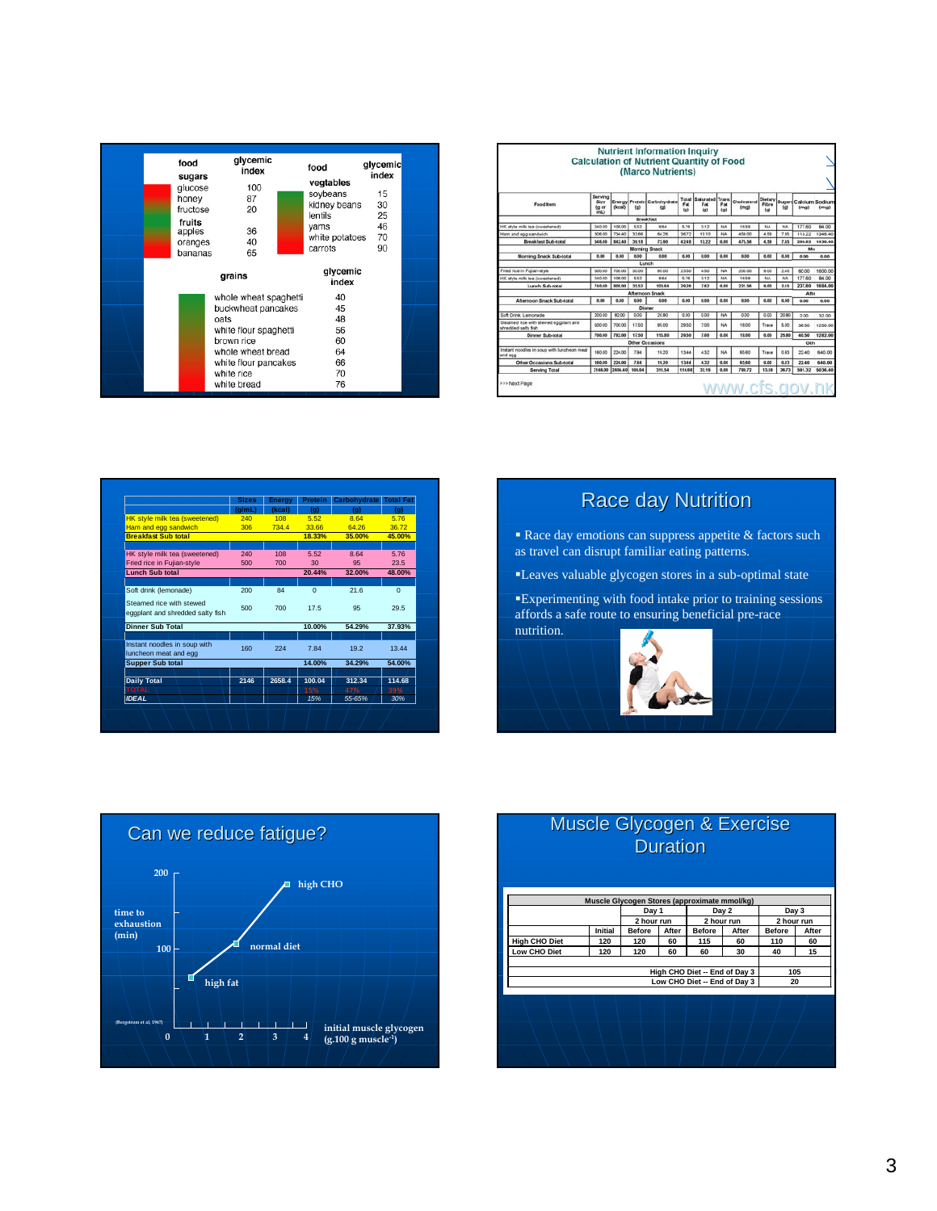| food | glycemic index | food | glycemic index |
|---|---|---|---|
| **sugars** | | **vegtables** | |
| glucose | 100 | soybeans | 15 |
| honey | 87 | kidney beans | 30 |
| fructose | 20 | lentils | 25 |
| **fruits** | | yams | 46 |
| apples | 36 | white potatoes | 70 |
| oranges | 40 | carrots | 90 |
| bananas | 65 | | |

| grains | glycemic index |
|---|---|
| whole wheat spaghetti | 40 |
| buckwheat pancakes | 45 |
| oats | 48 |
| white flour spaghetti | 56 |
| brown rice | 60 |
| whole wheat bread | 64 |
| white flour pancakes | 66 |
| white rice | 70 |
| white bread | 76 |

## Nutrient Information Inquiry
## Calculation of Nutrient Quantity of Food
## (Marco Nutrients)

| Food Item | Serving Size (g or mL) | Energy (kcal) | Protein (g) | Carbohydrate (g) | Total Fat (g) | Saturated Fat (g) | Trans Fat (g) | Cholesterol (mg) | Dietary Fibre (g) | Sugars (g) | Calcium (mg) | Sodium (mg) |
|---|---|---|---|---|---|---|---|---|---|---|---|---|
| **Breakfast** | | | | | | | | | | | | |
| HK style milk tea (sweetened) | 240.00 | 108.00 | 5.52 | 8.64 | 5.76 | 3.12 | NA | 16.56 | NA | NA | 177.60 | 84.00 |
| Ham and egg sandwich | 306.00 | 734.40 | 33.66 | 64.26 | 36.72 | 10.10 | NA | 459.00 | 4.59 | 7.35 | 113.22 | 1346.40 |
| Breakfast Sub-total | 546.00 | 842.40 | 39.18 | 72.90 | 42.48 | 13.22 | 0.00 | 475.56 | 4.59 | 7.35 | 290.82 | 1430.40 |
| **Morning Snack** | | | | | | | | | | | | |
| Morning Snack Sub-total | 0.00 | 0.00 | 0.00 | 0.00 | 0.00 | 0.00 | 0.00 | 0.00 | 0.00 | 0.00 | 0.00 | 0.00 |
| **Lunch** | | | | | | | | | | | | |
| Fried rice in Fujian-style | 500.00 | 700.00 | 30.00 | 95.00 | 23.50 | 4.50 | NA | 205.00 | 9.00 | 2.45 | 60.00 | 1600.00 |
| HK style milk tea (sweetened) | 240.00 | 108.00 | 5.52 | 8.64 | 5.76 | 3.12 | NA | 16.56 | NA | NA | 177.60 | 84.00 |
| Lunch Sub-total | 740.00 | 808.00 | 35.52 | 103.64 | 29.26 | 7.62 | 0.00 | 221.56 | 9.00 | 2.45 | 237.60 | 1684.00 |
| **Afternoon Snack** | | | | | | | | | | | | |
| Afternoon Snack Sub-total | 0.00 | 0.00 | 0.00 | 0.00 | 0.00 | 0.00 | 0.00 | 0.00 | 0.00 | 0.00 | 0.00 | 0.00 |
| **Dinner** | | | | | | | | | | | | |
| Soft Drink Lemonade | 200.00 | 82.00 | 0.00 | 20.80 | 0.00 | 0.00 | NA | 0.00 | 0.00 | 20.80 | 2.00 | 32.00 |
| Steamed rice with stewed eggplant and shredded salty fish | 500.00 | 700.00 | 17.50 | 95.00 | 29.50 | 7.00 | NA | 19.00 | Trace | 5.00 | 38.50 | 1250.00 |
| Dinner Sub-total | 700.00 | 782.00 | 17.50 | 115.80 | 29.50 | 7.00 | 0.00 | 19.00 | 0.00 | 25.80 | 40.50 | 1282.00 |
| **Other Occasions** | | | | | | | | | | | | |
| Instant noodles in soup with luncheon meat and egg | 160.00 | 224.00 | 7.84 | 19.20 | 13.44 | 4.32 | NA | 65.60 | Trace | 0.83 | 22.40 | 640.00 |
| Other Occasions Sub-total | 160.00 | 224.00 | 7.84 | 19.20 | 13.44 | 4.32 | 0.00 | 65.60 | 0.00 | 0.83 | 22.40 | 640.00 |
| Serving Total | 2146.00 | 2656.40 | 100.04 | 311.54 | 114.68 | 32.16 | 0.00 | 781.72 | 13.59 | 36.73 | 591.32 | 5036.40 |

>>>Next Page

www.cfs.gov.hk

| | Sizes (g/mL) | Energy (kcal) | Protein (g) | Carbohydrate (g) | Total Fat (g) |
|---|---|---|---|---|---|
| HK style milk tea (sweetened) | 240 | 108 | 5.52 | 8.64 | 5.76 |
| Ham and egg sandwich | 306 | 734.4 | 33.66 | 64.26 | 36.72 |
| **Breakfast Sub total** | | | **18.33%** | **35.00%** | **45.00%** |
| HK style milk tea (sweetened) | 240 | 108 | 5.52 | 8.64 | 5.76 |
| Fried rice in Fujian-style | 500 | 700 | 30 | 95 | 23.5 |
| **Lunch Sub total** | | | **20.44%** | **32.00%** | **48.00%** |
| Soft drink (lemonade) | 200 | 84 | 0 | 21.6 | 0 |
| Steamed rice with stewed eggplant and shredded salty fish | 500 | 700 | 17.5 | 95 | 29.5 |
| **Dinner Sub Total** | | | **10.00%** | **54.29%** | **37.93%** |
| Instant noodles in soup with luncheon meat and egg | 160 | 224 | 7.84 | 19.2 | 13.44 |
| **Supper Sub total** | | | **14.00%** | **34.29%** | **54.00%** |
| **Daily Total** | **2146** | **2658.4** | **100.04** | **312.34** | **114.68** |
| **TOTAL** | | | 15% | 47% | 39% |
| ***IDEAL*** | | | 15% | 55-65% | 30% |

## Race day Nutrition

- Race day emotions can suppress appetite & factors such as travel can disrupt familiar eating patterns.
- Leaves valuable glycogen stores in a sub-optimal state
- Experimenting with food intake prior to training sessions affords a safe route to ensuring beneficial pre-race nutrition.

## Can we reduce fatigue?

Graph: time to exhaustion (min) (0–200) vs initial muscle glycogen ($g.100\ g\ muscle^{-1}$) (0–4); points labelled high fat, normal diet, high CHO. (Bergstrom et al, 1967)

## Muscle Glycogen & Exercise Duration

| Muscle Glycogen Stores (approximate mmol/kg) | | | | | | | | |
|---|---|---|---|---|---|---|---|---|
| | | Day 1 | | Day 2 | | Day 3 | |
| | | 2 hour run | | 2 hour run | | 2 hour run | |
| | Initial | Before | After | Before | After | Before | After |
| High CHO Diet | 120 | 120 | 60 | 115 | 60 | 110 | 60 |
| Low CHO Diet | 120 | 120 | 60 | 60 | 30 | 40 | 15 |
| High CHO Diet -- End of Day 3 | | | | | | 105 | |
| Low CHO Diet -- End of Day 3 | | | | | | 20 | |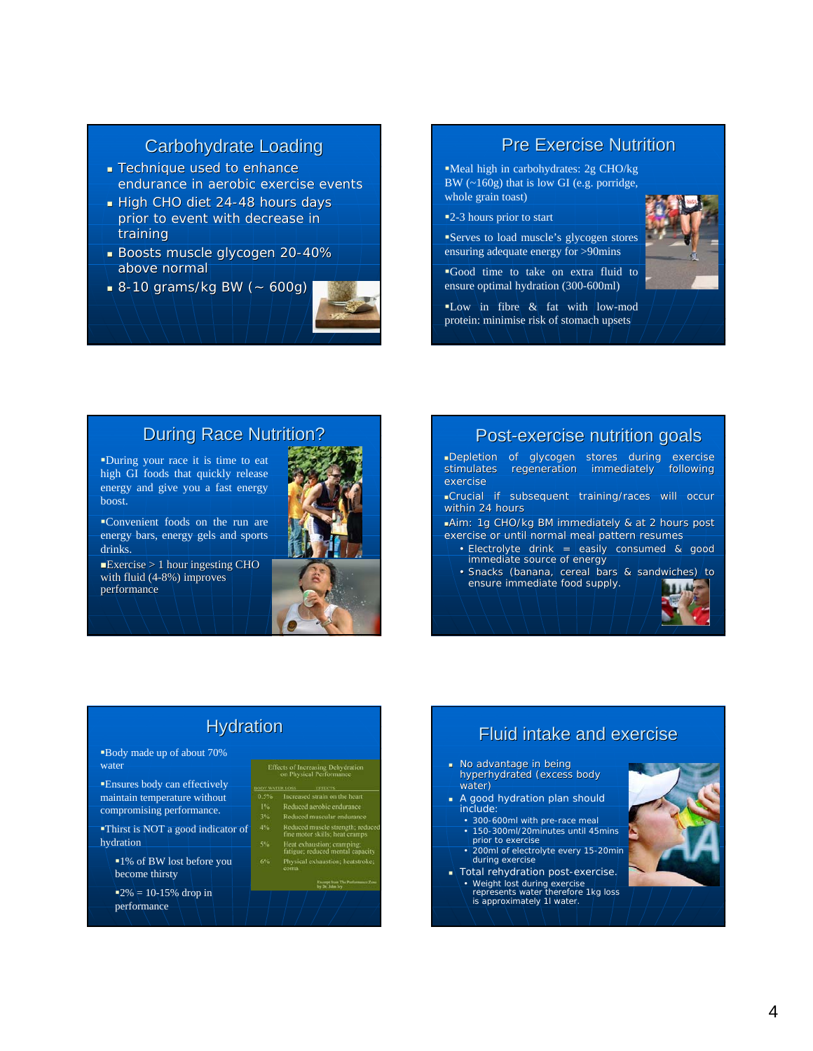## Carbohydrate Loading

- Technique used to enhance endurance in aerobic exercise events
- High CHO diet 24-48 hours days prior to event with decrease in training
- Boosts muscle glycogen 20-40% above normal
- 8-10 grams/kg BW (~ 600g)

## Pre Exercise Nutrition

- Meal high in carbohydrates: 2g CHO/kg BW (~160g) that is low GI (e.g. porridge, whole grain toast)
- 2-3 hours prior to start
- Serves to load muscle's glycogen stores ensuring adequate energy for >90mins
- Good time to take on extra fluid to ensure optimal hydration (300-600ml)
- Low in fibre & fat with low-mod protein: minimise risk of stomach upsets

## During Race Nutrition?

- During your race it is time to eat high GI foods that quickly release energy and give you a fast energy boost.
- Convenient foods on the run are energy bars, energy gels and sports drinks.
- Exercise > 1 hour ingesting CHO with fluid (4-8%) improves performance

## Post-exercise nutrition goals

- Depletion of glycogen stores during exercise stimulates regeneration immediately following exercise
- Crucial if subsequent training/races will occur within 24 hours
- Aim: 1g CHO/kg BM immediately & at 2 hours post exercise or until normal meal pattern resumes
  - Electrolyte drink = easily consumed & good immediate source of energy
  - Snacks (banana, cereal bars & sandwiches) to ensure immediate food supply.

## Hydration

- Body made up of about 70% water
- Ensures body can effectively maintain temperature without compromising performance.
- Thirst is NOT a good indicator of hydration
  - 1% of BW lost before you become thirsty
  - 2% = 10-15% drop in performance

Effects of Increasing Dehydration on Physical Performance

| BODY WATER LOSS | EFFECTS |
|---|---|
| 0.5% | Increased strain on the heart |
| 1% | Reduced aerobic endurance |
| 3% | Reduced muscular endurance |
| 4% | Reduced muscle strength; reduced fine motor skills; heat cramps |
| 5% | Heat exhaustion; cramping; fatigue; reduced mental capacity |
| 6% | Physical exhaustion; heatstroke; coma |

Excerpt from The Performance Zone by Dr. John Ivy

## Fluid intake and exercise

- No advantage in being hyperhydrated (excess body water)
- A good hydration plan should include:
  - 300-600ml with pre-race meal
  - 150-300ml/20minutes until 45mins prior to exercise
  - 200ml of electrolyte every 15-20min during exercise
- Total rehydration post-exercise.
  - Weight lost during exercise represents water therefore 1kg loss is approximately 1l water.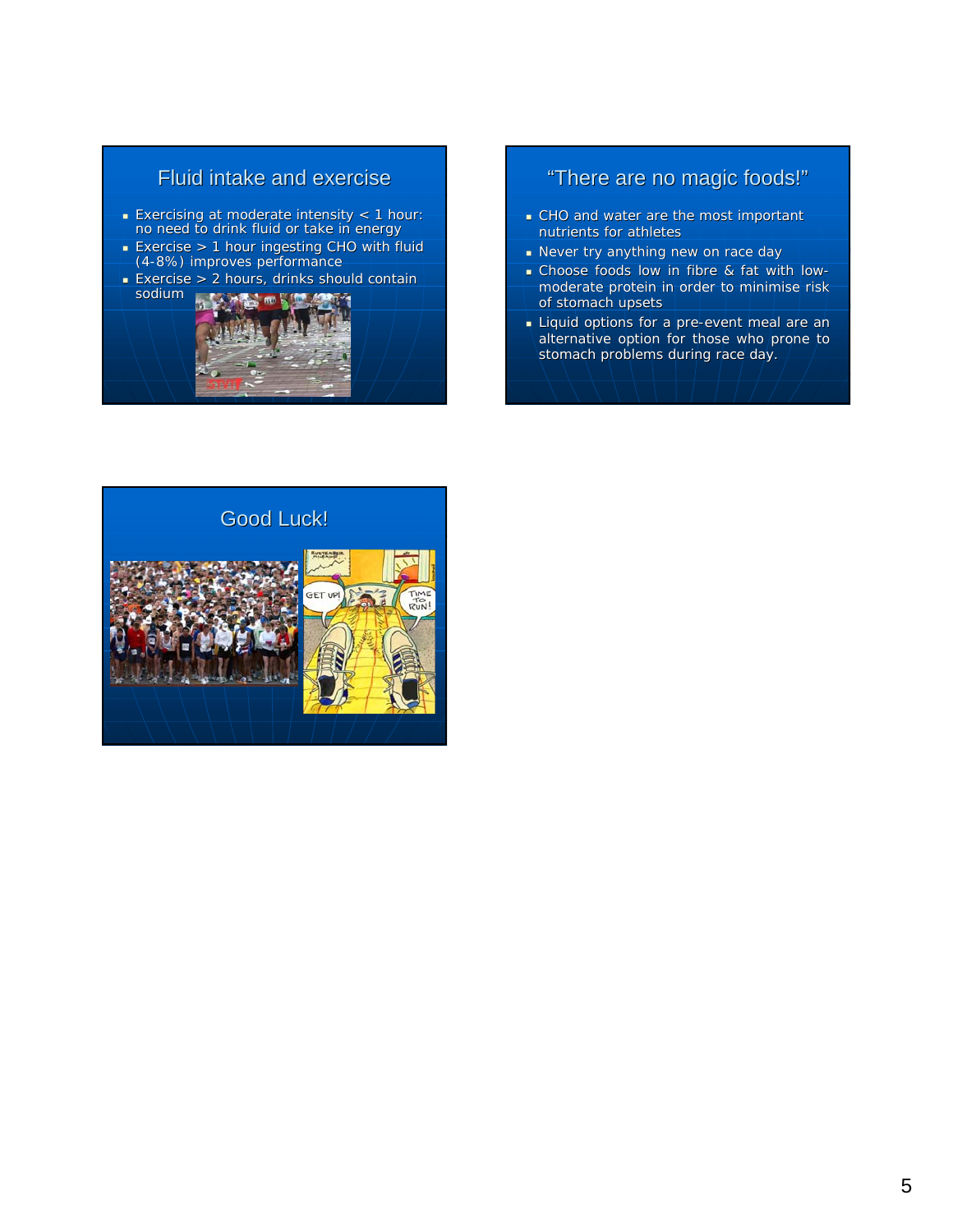## Fluid intake and exercise

- Exercising at moderate intensity < 1 hour: no need to drink fluid or take in energy
- Exercise > 1 hour ingesting CHO with fluid (4-8%) improves performance
- Exercise > 2 hours, drinks should contain sodium

## "There are no magic foods!"

- CHO and water are the most important nutrients for athletes
- Never try anything new on race day
- Choose foods low in fibre & fat with low-moderate protein in order to minimise risk of stomach upsets
- Liquid options for a pre-event meal are an alternative option for those who prone to stomach problems during race day.

## Good Luck!